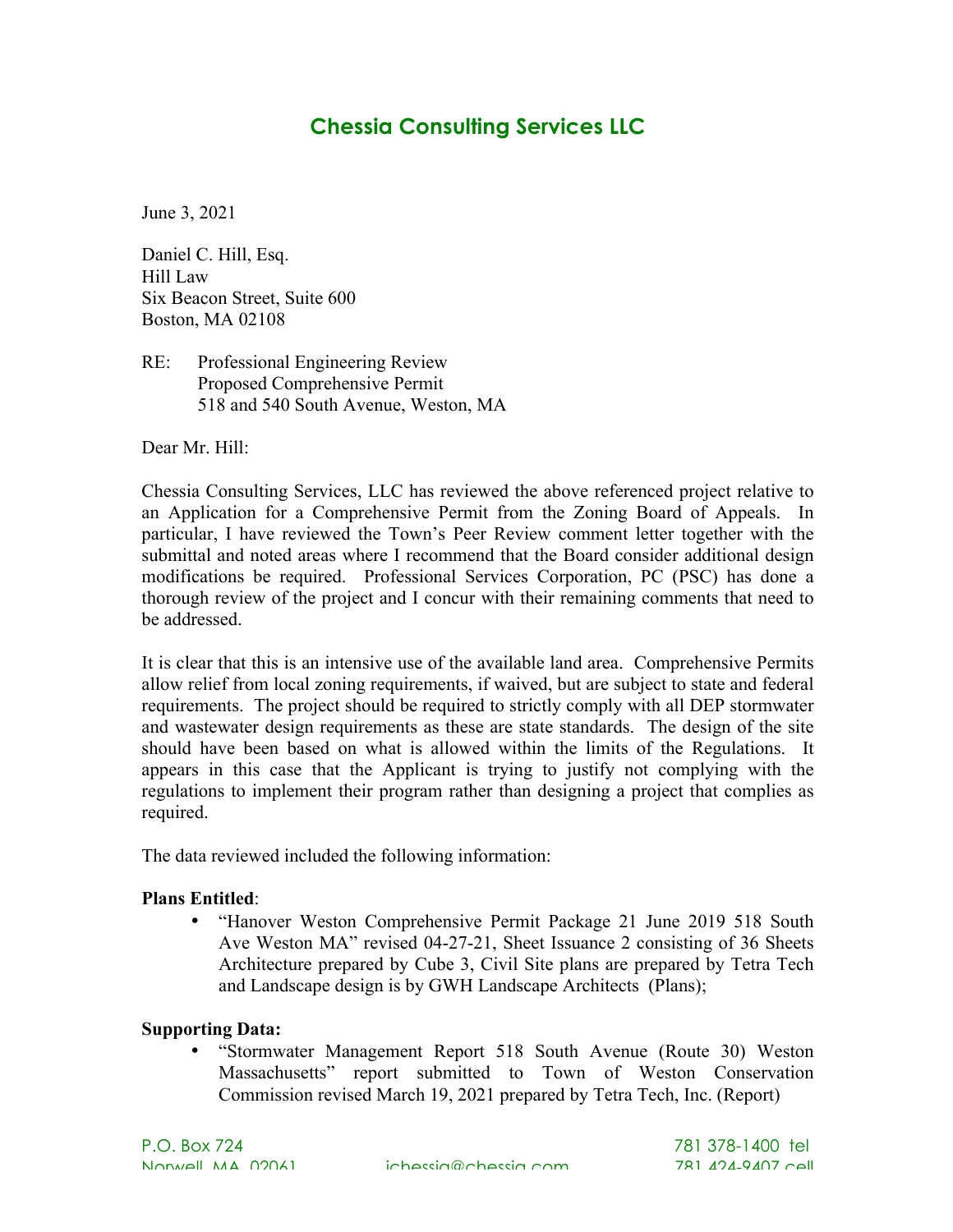# Chessia Consulting Services LLC

June 3, 2021

Daniel C. Hill, Esq.
Hill Law
Six Beacon Street, Suite 600
Boston, MA 02108

RE: Professional Engineering Review
Proposed Comprehensive Permit
518 and 540 South Avenue, Weston, MA

Dear Mr. Hill:

Chessia Consulting Services, LLC has reviewed the above referenced project relative to an Application for a Comprehensive Permit from the Zoning Board of Appeals. In particular, I have reviewed the Town's Peer Review comment letter together with the submittal and noted areas where I recommend that the Board consider additional design modifications be required. Professional Services Corporation, PC (PSC) has done a thorough review of the project and I concur with their remaining comments that need to be addressed.

It is clear that this is an intensive use of the available land area. Comprehensive Permits allow relief from local zoning requirements, if waived, but are subject to state and federal requirements. The project should be required to strictly comply with all DEP stormwater and wastewater design requirements as these are state standards. The design of the site should have been based on what is allowed within the limits of the Regulations. It appears in this case that the Applicant is trying to justify not complying with the regulations to implement their program rather than designing a project that complies as required.

The data reviewed included the following information:

**Plans Entitled**:

- "Hanover Weston Comprehensive Permit Package 21 June 2019 518 South Ave Weston MA" revised 04-27-21, Sheet Issuance 2 consisting of 36 Sheets Architecture prepared by Cube 3, Civil Site plans are prepared by Tetra Tech and Landscape design is by GWH Landscape Architects (Plans);

**Supporting Data:**

- "Stormwater Management Report 518 South Avenue (Route 30) Weston Massachusetts" report submitted to Town of Weston Conservation Commission revised March 19, 2021 prepared by Tetra Tech, Inc. (Report)

P.O. Box 724
Norwell, MA 02061
jchessia@chessia.com
781 378-1400 tel
781 424-9407 cell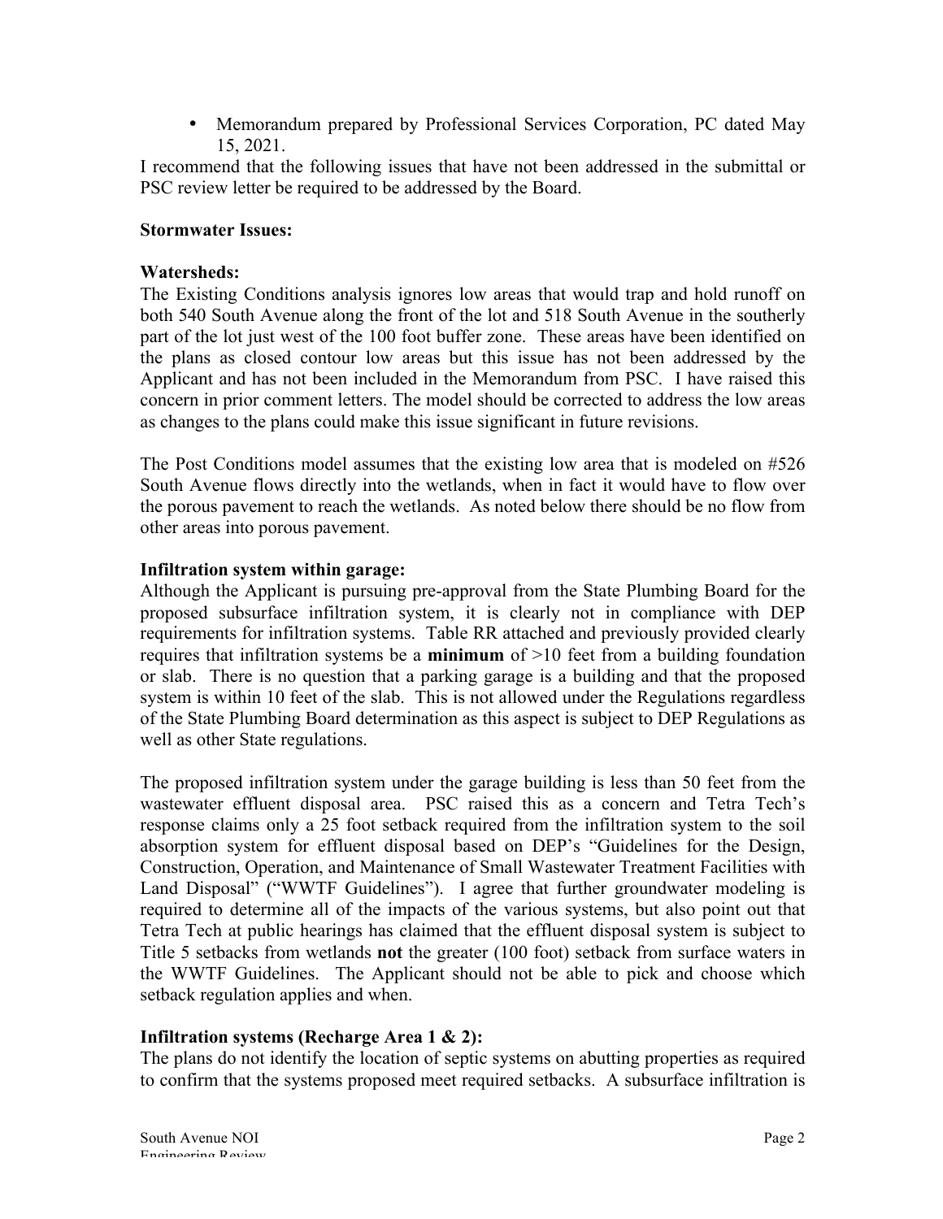- Memorandum prepared by Professional Services Corporation, PC dated May 15, 2021.

I recommend that the following issues that have not been addressed in the submittal or PSC review letter be required to be addressed by the Board.

**Stormwater Issues:**

**Watersheds:**

The Existing Conditions analysis ignores low areas that would trap and hold runoff on both 540 South Avenue along the front of the lot and 518 South Avenue in the southerly part of the lot just west of the 100 foot buffer zone. These areas have been identified on the plans as closed contour low areas but this issue has not been addressed by the Applicant and has not been included in the Memorandum from PSC. I have raised this concern in prior comment letters. The model should be corrected to address the low areas as changes to the plans could make this issue significant in future revisions.

The Post Conditions model assumes that the existing low area that is modeled on #526 South Avenue flows directly into the wetlands, when in fact it would have to flow over the porous pavement to reach the wetlands. As noted below there should be no flow from other areas into porous pavement.

**Infiltration system within garage:**

Although the Applicant is pursuing pre-approval from the State Plumbing Board for the proposed subsurface infiltration system, it is clearly not in compliance with DEP requirements for infiltration systems. Table RR attached and previously provided clearly requires that infiltration systems be a **minimum** of >10 feet from a building foundation or slab. There is no question that a parking garage is a building and that the proposed system is within 10 feet of the slab. This is not allowed under the Regulations regardless of the State Plumbing Board determination as this aspect is subject to DEP Regulations as well as other State regulations.

The proposed infiltration system under the garage building is less than 50 feet from the wastewater effluent disposal area. PSC raised this as a concern and Tetra Tech's response claims only a 25 foot setback required from the infiltration system to the soil absorption system for effluent disposal based on DEP's "Guidelines for the Design, Construction, Operation, and Maintenance of Small Wastewater Treatment Facilities with Land Disposal" ("WWTF Guidelines"). I agree that further groundwater modeling is required to determine all of the impacts of the various systems, but also point out that Tetra Tech at public hearings has claimed that the effluent disposal system is subject to Title 5 setbacks from wetlands **not** the greater (100 foot) setback from surface waters in the WWTF Guidelines. The Applicant should not be able to pick and choose which setback regulation applies and when.

**Infiltration systems (Recharge Area 1 & 2):**

The plans do not identify the location of septic systems on abutting properties as required to confirm that the systems proposed meet required setbacks. A subsurface infiltration is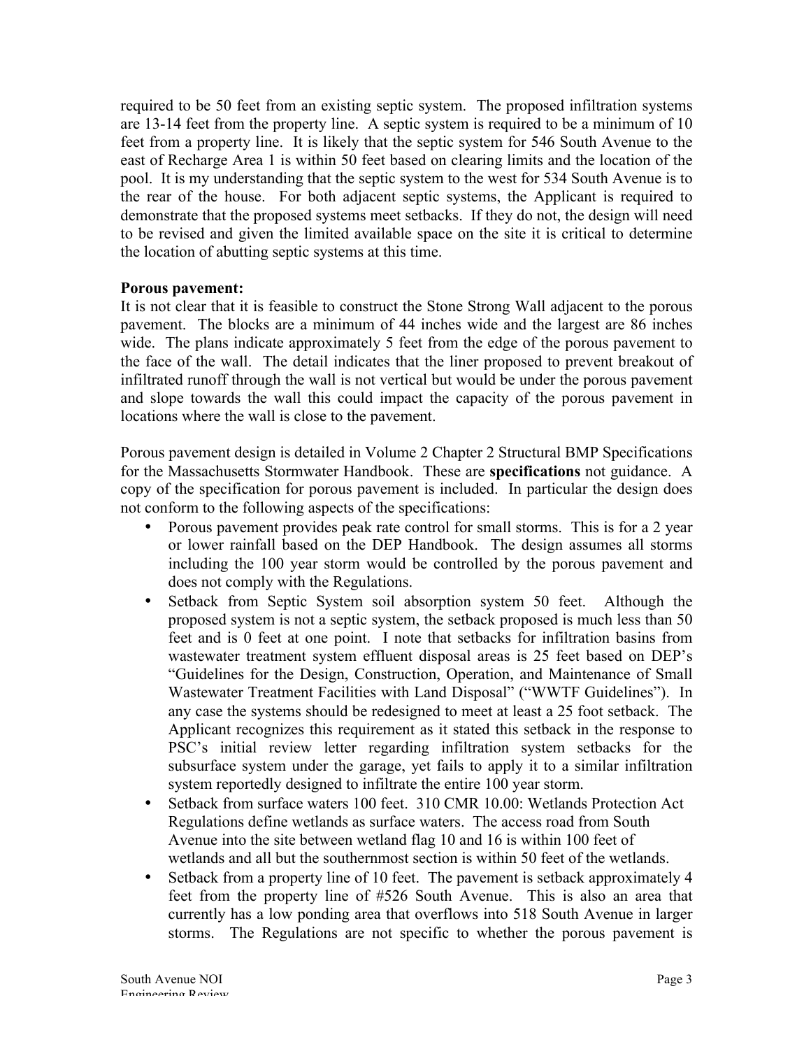required to be 50 feet from an existing septic system. The proposed infiltration systems are 13-14 feet from the property line. A septic system is required to be a minimum of 10 feet from a property line. It is likely that the septic system for 546 South Avenue to the east of Recharge Area 1 is within 50 feet based on clearing limits and the location of the pool. It is my understanding that the septic system to the west for 534 South Avenue is to the rear of the house. For both adjacent septic systems, the Applicant is required to demonstrate that the proposed systems meet setbacks. If they do not, the design will need to be revised and given the limited available space on the site it is critical to determine the location of abutting septic systems at this time.

**Porous pavement:**
It is not clear that it is feasible to construct the Stone Strong Wall adjacent to the porous pavement. The blocks are a minimum of 44 inches wide and the largest are 86 inches wide. The plans indicate approximately 5 feet from the edge of the porous pavement to the face of the wall. The detail indicates that the liner proposed to prevent breakout of infiltrated runoff through the wall is not vertical but would be under the porous pavement and slope towards the wall this could impact the capacity of the porous pavement in locations where the wall is close to the pavement.

Porous pavement design is detailed in Volume 2 Chapter 2 Structural BMP Specifications for the Massachusetts Stormwater Handbook. These are **specifications** not guidance. A copy of the specification for porous pavement is included. In particular the design does not conform to the following aspects of the specifications:

- Porous pavement provides peak rate control for small storms. This is for a 2 year or lower rainfall based on the DEP Handbook. The design assumes all storms including the 100 year storm would be controlled by the porous pavement and does not comply with the Regulations.
- Setback from Septic System soil absorption system 50 feet. Although the proposed system is not a septic system, the setback proposed is much less than 50 feet and is 0 feet at one point. I note that setbacks for infiltration basins from wastewater treatment system effluent disposal areas is 25 feet based on DEP's "Guidelines for the Design, Construction, Operation, and Maintenance of Small Wastewater Treatment Facilities with Land Disposal" ("WWTF Guidelines"). In any case the systems should be redesigned to meet at least a 25 foot setback. The Applicant recognizes this requirement as it stated this setback in the response to PSC's initial review letter regarding infiltration system setbacks for the subsurface system under the garage, yet fails to apply it to a similar infiltration system reportedly designed to infiltrate the entire 100 year storm.
- Setback from surface waters 100 feet. 310 CMR 10.00: Wetlands Protection Act Regulations define wetlands as surface waters. The access road from South Avenue into the site between wetland flag 10 and 16 is within 100 feet of wetlands and all but the southernmost section is within 50 feet of the wetlands.
- Setback from a property line of 10 feet. The pavement is setback approximately 4 feet from the property line of #526 South Avenue. This is also an area that currently has a low ponding area that overflows into 518 South Avenue in larger storms. The Regulations are not specific to whether the porous pavement is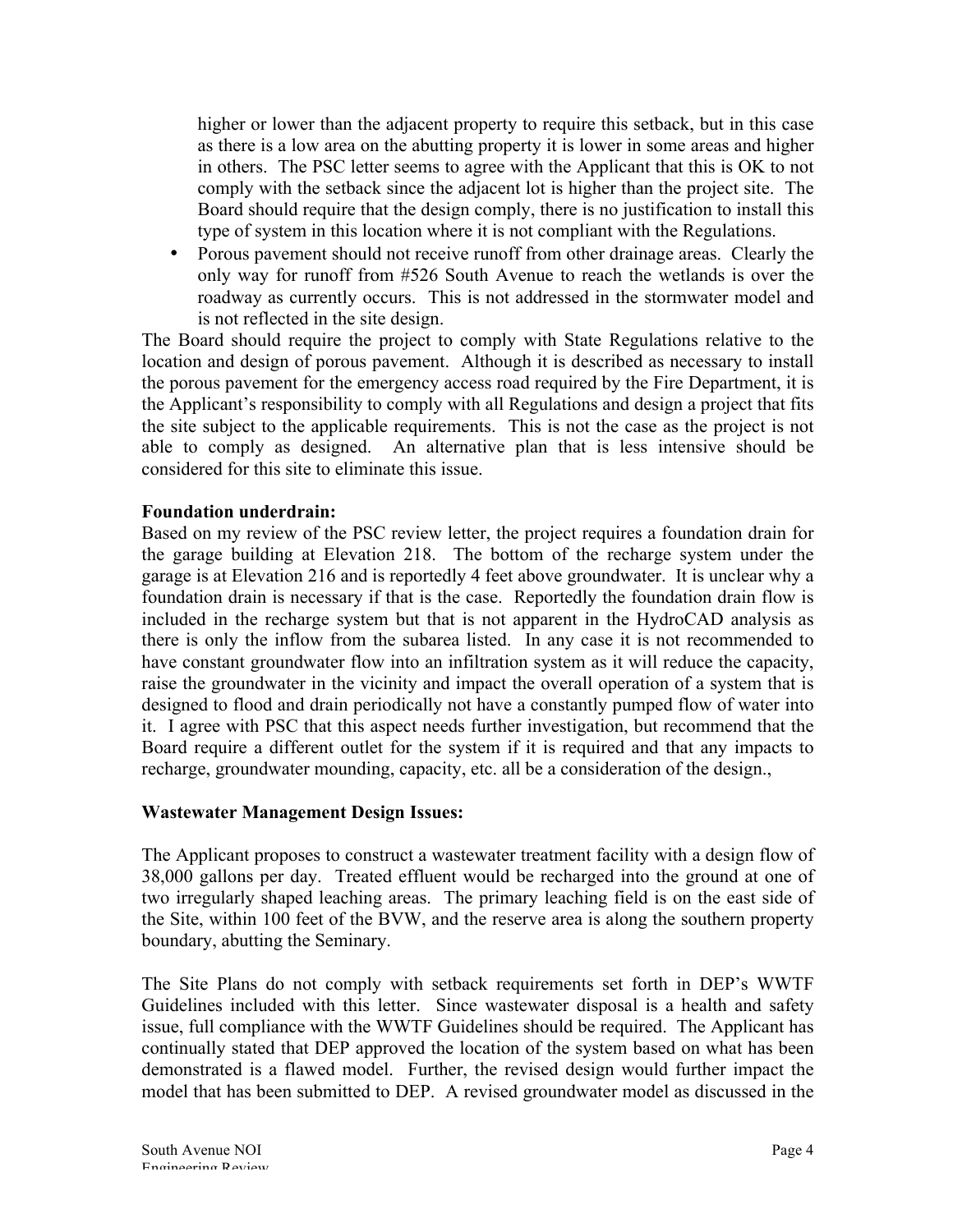higher or lower than the adjacent property to require this setback, but in this case as there is a low area on the abutting property it is lower in some areas and higher in others. The PSC letter seems to agree with the Applicant that this is OK to not comply with the setback since the adjacent lot is higher than the project site. The Board should require that the design comply, there is no justification to install this type of system in this location where it is not compliant with the Regulations.

- Porous pavement should not receive runoff from other drainage areas. Clearly the only way for runoff from #526 South Avenue to reach the wetlands is over the roadway as currently occurs. This is not addressed in the stormwater model and is not reflected in the site design.

The Board should require the project to comply with State Regulations relative to the location and design of porous pavement. Although it is described as necessary to install the porous pavement for the emergency access road required by the Fire Department, it is the Applicant's responsibility to comply with all Regulations and design a project that fits the site subject to the applicable requirements. This is not the case as the project is not able to comply as designed. An alternative plan that is less intensive should be considered for this site to eliminate this issue.

**Foundation underdrain:**

Based on my review of the PSC review letter, the project requires a foundation drain for the garage building at Elevation 218. The bottom of the recharge system under the garage is at Elevation 216 and is reportedly 4 feet above groundwater. It is unclear why a foundation drain is necessary if that is the case. Reportedly the foundation drain flow is included in the recharge system but that is not apparent in the HydroCAD analysis as there is only the inflow from the subarea listed. In any case it is not recommended to have constant groundwater flow into an infiltration system as it will reduce the capacity, raise the groundwater in the vicinity and impact the overall operation of a system that is designed to flood and drain periodically not have a constantly pumped flow of water into it. I agree with PSC that this aspect needs further investigation, but recommend that the Board require a different outlet for the system if it is required and that any impacts to recharge, groundwater mounding, capacity, etc. all be a consideration of the design.,

**Wastewater Management Design Issues:**

The Applicant proposes to construct a wastewater treatment facility with a design flow of 38,000 gallons per day. Treated effluent would be recharged into the ground at one of two irregularly shaped leaching areas. The primary leaching field is on the east side of the Site, within 100 feet of the BVW, and the reserve area is along the southern property boundary, abutting the Seminary.

The Site Plans do not comply with setback requirements set forth in DEP's WWTF Guidelines included with this letter. Since wastewater disposal is a health and safety issue, full compliance with the WWTF Guidelines should be required. The Applicant has continually stated that DEP approved the location of the system based on what has been demonstrated is a flawed model. Further, the revised design would further impact the model that has been submitted to DEP. A revised groundwater model as discussed in the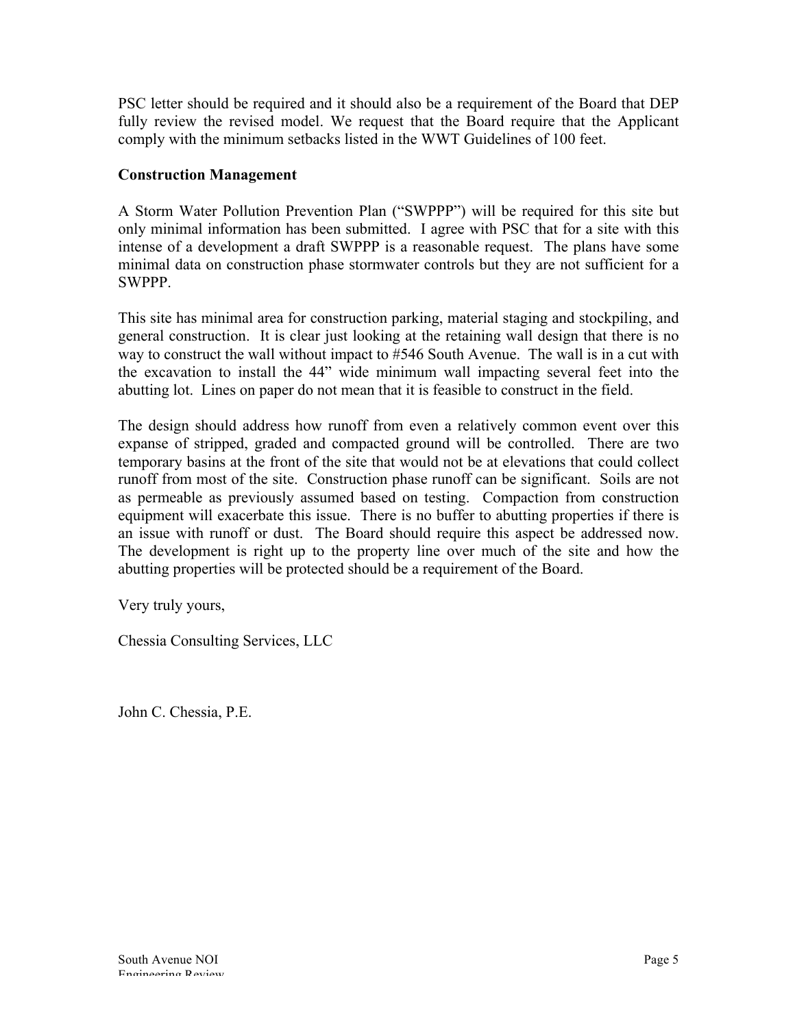PSC letter should be required and it should also be a requirement of the Board that DEP fully review the revised model. We request that the Board require that the Applicant comply with the minimum setbacks listed in the WWT Guidelines of 100 feet.

**Construction Management**

A Storm Water Pollution Prevention Plan ("SWPPP") will be required for this site but only minimal information has been submitted. I agree with PSC that for a site with this intense of a development a draft SWPPP is a reasonable request. The plans have some minimal data on construction phase stormwater controls but they are not sufficient for a SWPPP.

This site has minimal area for construction parking, material staging and stockpiling, and general construction. It is clear just looking at the retaining wall design that there is no way to construct the wall without impact to #546 South Avenue. The wall is in a cut with the excavation to install the 44" wide minimum wall impacting several feet into the abutting lot. Lines on paper do not mean that it is feasible to construct in the field.

The design should address how runoff from even a relatively common event over this expanse of stripped, graded and compacted ground will be controlled. There are two temporary basins at the front of the site that would not be at elevations that could collect runoff from most of the site. Construction phase runoff can be significant. Soils are not as permeable as previously assumed based on testing. Compaction from construction equipment will exacerbate this issue. There is no buffer to abutting properties if there is an issue with runoff or dust. The Board should require this aspect be addressed now. The development is right up to the property line over much of the site and how the abutting properties will be protected should be a requirement of the Board.

Very truly yours,

Chessia Consulting Services, LLC

John C. Chessia, P.E.